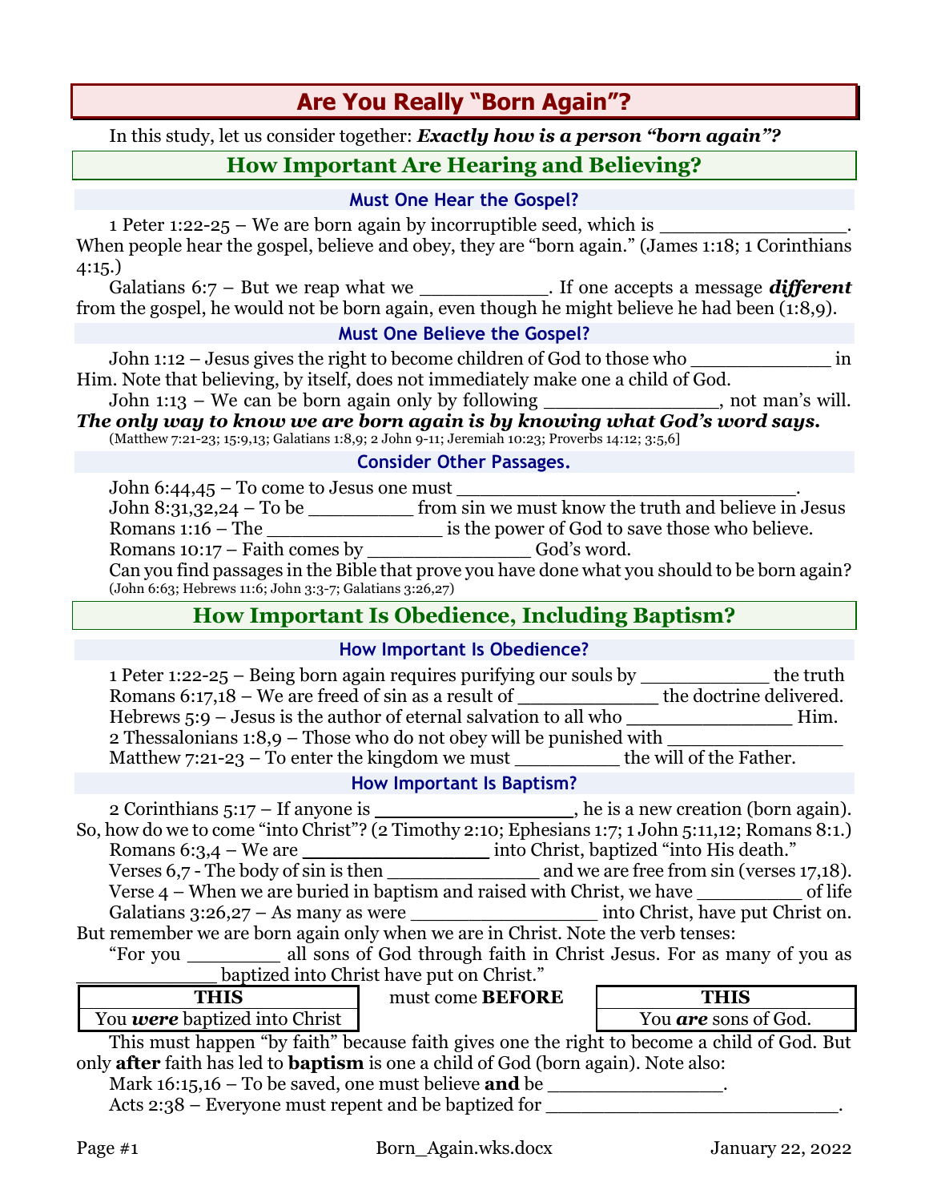# Are You Really "Born Again"?

In this study, let us consider together: ***Exactly how is a person "born again"?***

## How Important Are Hearing and Believing?

### Must One Hear the Gospel?

1 Peter 1:22-25 – We are born again by incorruptible seed, which is ________________. When people hear the gospel, believe and obey, they are "born again." (James 1:18; 1 Corinthians 4:15.)

Galatians 6:7 – But we reap what we ___________. If one accepts a message ***different*** from the gospel, he would not be born again, even though he might believe he had been (1:8,9).

### Must One Believe the Gospel?

John 1:12 – Jesus gives the right to become children of God to those who ____________ in Him. Note that believing, by itself, does not immediately make one a child of God.

John 1:13 – We can be born again only by following _______________, not man's will.

***The only way to know we are born again is by knowing what God's word says.***
(Matthew 7:21-23; 15:9,13; Galatians 1:8,9; 2 John 9-11; Jeremiah 10:23; Proverbs 14:12; 3:5,6]

### Consider Other Passages.

John 6:44,45 – To come to Jesus one must ______________________________.

John 8:31,32,24 – To be _________ from sin we must know the truth and believe in Jesus

Romans 1:16 – The _______________ is the power of God to save those who believe.

Romans 10:17 – Faith comes by ______________ God's word.

Can you find passages in the Bible that prove you have done what you should to be born again?
(John 6:63; Hebrews 11:6; John 3:3-7; Galatians 3:26,27)

## How Important Is Obedience, Including Baptism?

### How Important Is Obedience?

1 Peter 1:22-25 – Being born again requires purifying our souls by ___________ the truth

Romans 6:17,18 – We are freed of sin as a result of ____________ the doctrine delivered.

Hebrews 5:9 – Jesus is the author of eternal salvation to all who ______________ Him.

2 Thessalonians 1:8,9 – Those who do not obey will be punished with _______________

Matthew 7:21-23 – To enter the kingdom we must _________ the will of the Father.

### How Important Is Baptism?

2 Corinthians 5:17 – If anyone is _________________, he is a new creation (born again). So, how do we to come "into Christ"? (2 Timothy 2:10; Ephesians 1:7; 1 John 5:11,12; Romans 8:1.)

Romans 6:3,4 – We are ________________ into Christ, baptized "into His death."

Verses 6,7 - The body of sin is then _____________ and we are free from sin (verses 17,18).

Verse 4 – When we are buried in baptism and raised with Christ, we have _________ of life

Galatians 3:26,27 – As many as were ________________ into Christ, have put Christ on.

But remember we are born again only when we are in Christ. Note the verb tenses:

"For you ________ all sons of God through faith in Christ Jesus. For as many of you as _____________ baptized into Christ have put on Christ."

| THIS | | THIS |
|---|---|---|
| You ***were*** baptized into Christ | must come **BEFORE** | You ***are*** sons of God. |

This must happen "by faith" because faith gives one the right to become a child of God. But only **after** faith has led to **baptism** is one a child of God (born again). Note also:

Mark 16:15,16 – To be saved, one must believe **and** be _______________.

Acts 2:38 – Everyone must repent and be baptized for __________________________.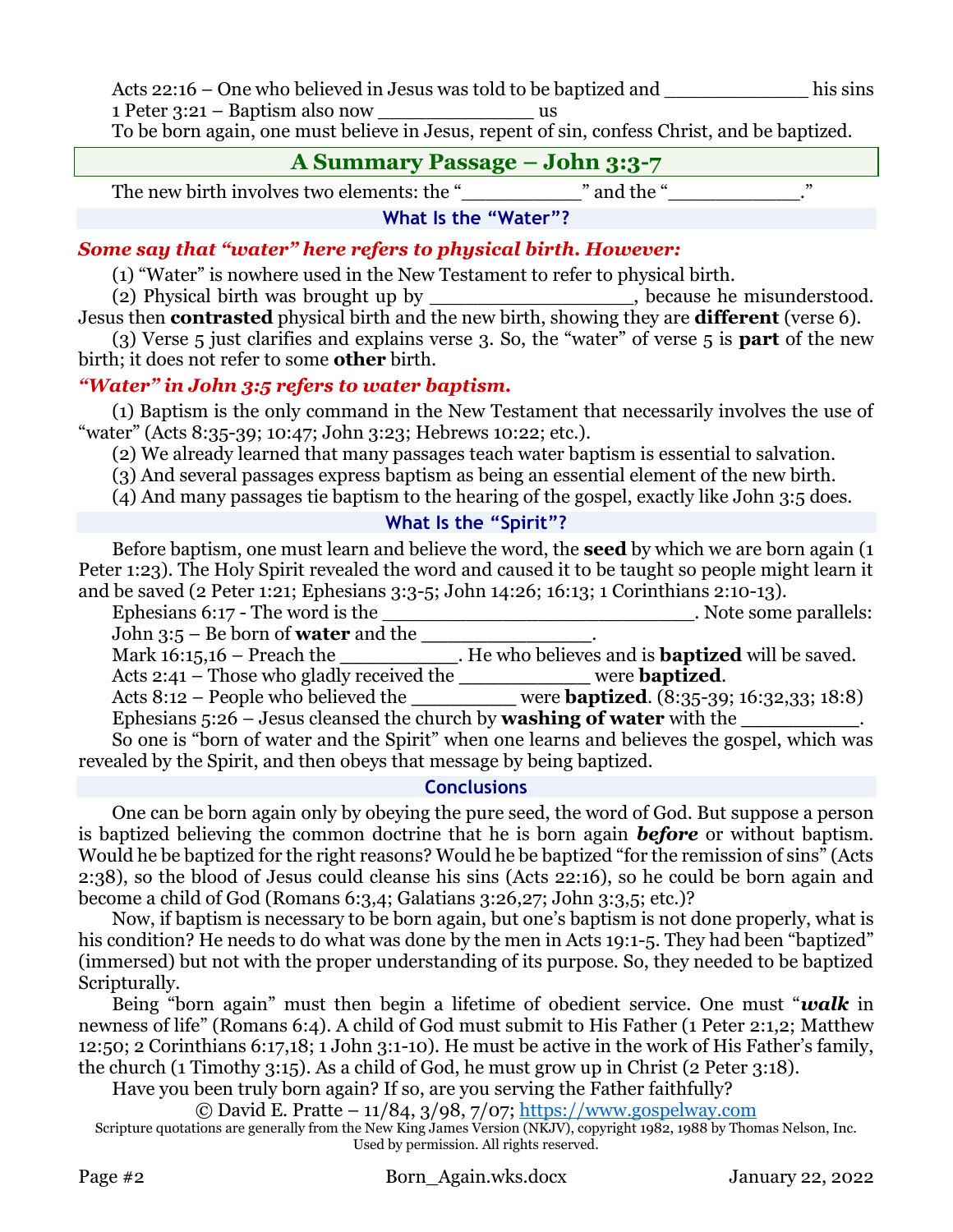Acts 22:16 – One who believed in Jesus was told to be baptized and ____________ his sins

1 Peter 3:21 – Baptism also now _____________ us

To be born again, one must believe in Jesus, repent of sin, confess Christ, and be baptized.

## A Summary Passage – John 3:3-7

The new birth involves two elements: the "__________" and the "___________."

### What Is the "Water"?

***Some say that "water" here refers to physical birth. However:***

(1) "Water" is nowhere used in the New Testament to refer to physical birth.

(2) Physical birth was brought up by ________________, because he misunderstood. Jesus then **contrasted** physical birth and the new birth, showing they are **different** (verse 6).

(3) Verse 5 just clarifies and explains verse 3. So, the "water" of verse 5 is **part** of the new birth; it does not refer to some **other** birth.

***"Water" in John 3:5 refers to water baptism.***

(1) Baptism is the only command in the New Testament that necessarily involves the use of "water" (Acts 8:35-39; 10:47; John 3:23; Hebrews 10:22; etc.).

(2) We already learned that many passages teach water baptism is essential to salvation.

(3) And several passages express baptism as being an essential element of the new birth.

(4) And many passages tie baptism to the hearing of the gospel, exactly like John 3:5 does.

### What Is the "Spirit"?

Before baptism, one must learn and believe the word, the **seed** by which we are born again (1 Peter 1:23). The Holy Spirit revealed the word and caused it to be taught so people might learn it and be saved (2 Peter 1:21; Ephesians 3:3-5; John 14:26; 16:13; 1 Corinthians 2:10-13).

Ephesians 6:17 - The word is the _________________________. Note some parallels:

John 3:5 – Be born of **water** and the ______________.

Mark 16:15,16 – Preach the __________. He who believes and is **baptized** will be saved.

Acts 2:41 – Those who gladly received the ___________ were **baptized**.

Acts 8:12 – People who believed the _________ were **baptized**. (8:35-39; 16:32,33; 18:8)

Ephesians 5:26 – Jesus cleansed the church by **washing of water** with the __________.

So one is "born of water and the Spirit" when one learns and believes the gospel, which was revealed by the Spirit, and then obeys that message by being baptized.

### Conclusions

One can be born again only by obeying the pure seed, the word of God. But suppose a person is baptized believing the common doctrine that he is born again ***before*** or without baptism. Would he be baptized for the right reasons? Would he be baptized "for the remission of sins" (Acts 2:38), so the blood of Jesus could cleanse his sins (Acts 22:16), so he could be born again and become a child of God (Romans 6:3,4; Galatians 3:26,27; John 3:3,5; etc.)?

Now, if baptism is necessary to be born again, but one's baptism is not done properly, what is his condition? He needs to do what was done by the men in Acts 19:1-5. They had been "baptized" (immersed) but not with the proper understanding of its purpose. So, they needed to be baptized Scripturally.

Being "born again" must then begin a lifetime of obedient service. One must "***walk*** in newness of life" (Romans 6:4). A child of God must submit to His Father (1 Peter 2:1,2; Matthew 12:50; 2 Corinthians 6:17,18; 1 John 3:1-10). He must be active in the work of His Father's family, the church (1 Timothy 3:15). As a child of God, he must grow up in Christ (2 Peter 3:18).

Have you been truly born again? If so, are you serving the Father faithfully?

© David E. Pratte – 11/84, 3/98, 7/07; https://www.gospelway.com

Scripture quotations are generally from the New King James Version (NKJV), copyright 1982, 1988 by Thomas Nelson, Inc. Used by permission. All rights reserved.